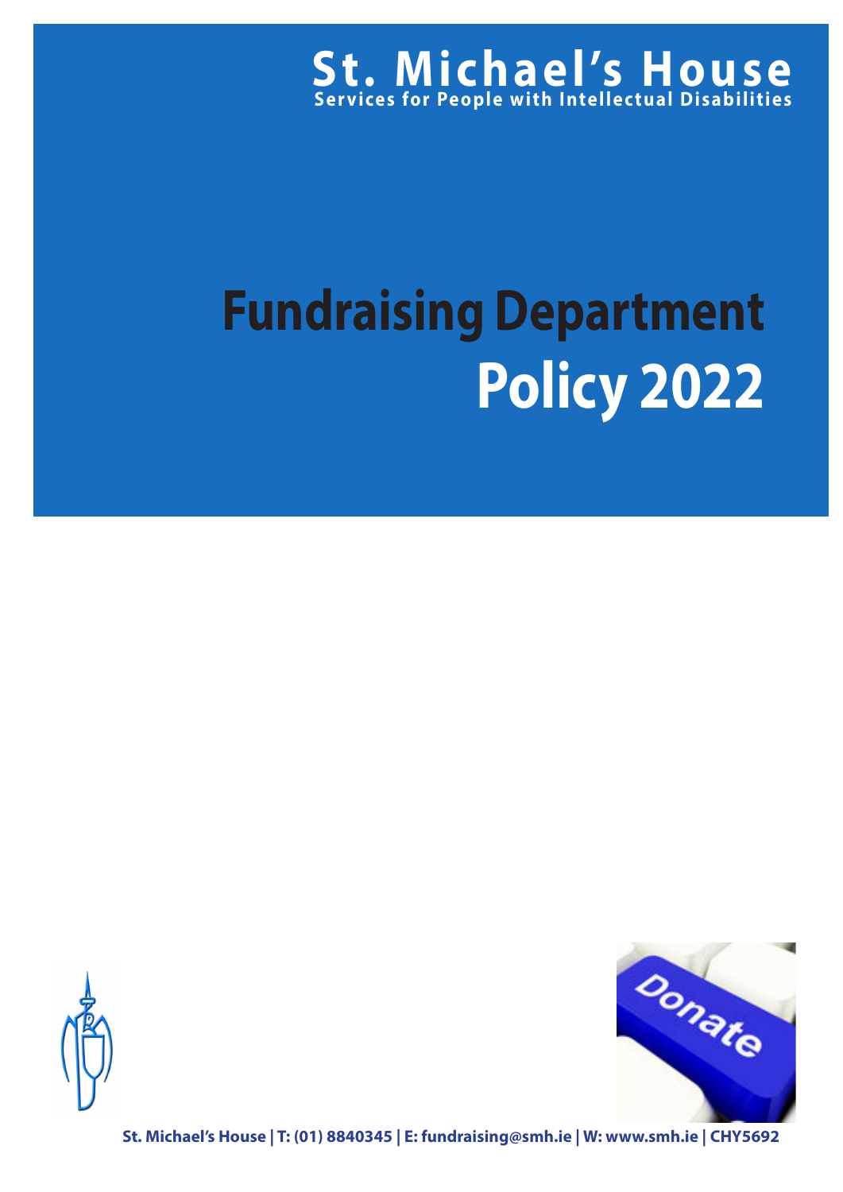# St. Michael's House

**Services for People with Intellectual Disabilities**

# Fundraising Department Policy 2022

St. Michael's House | T: (01) 8840345 | E: fundraising@smh.ie | W: www.smh.ie | CHY5692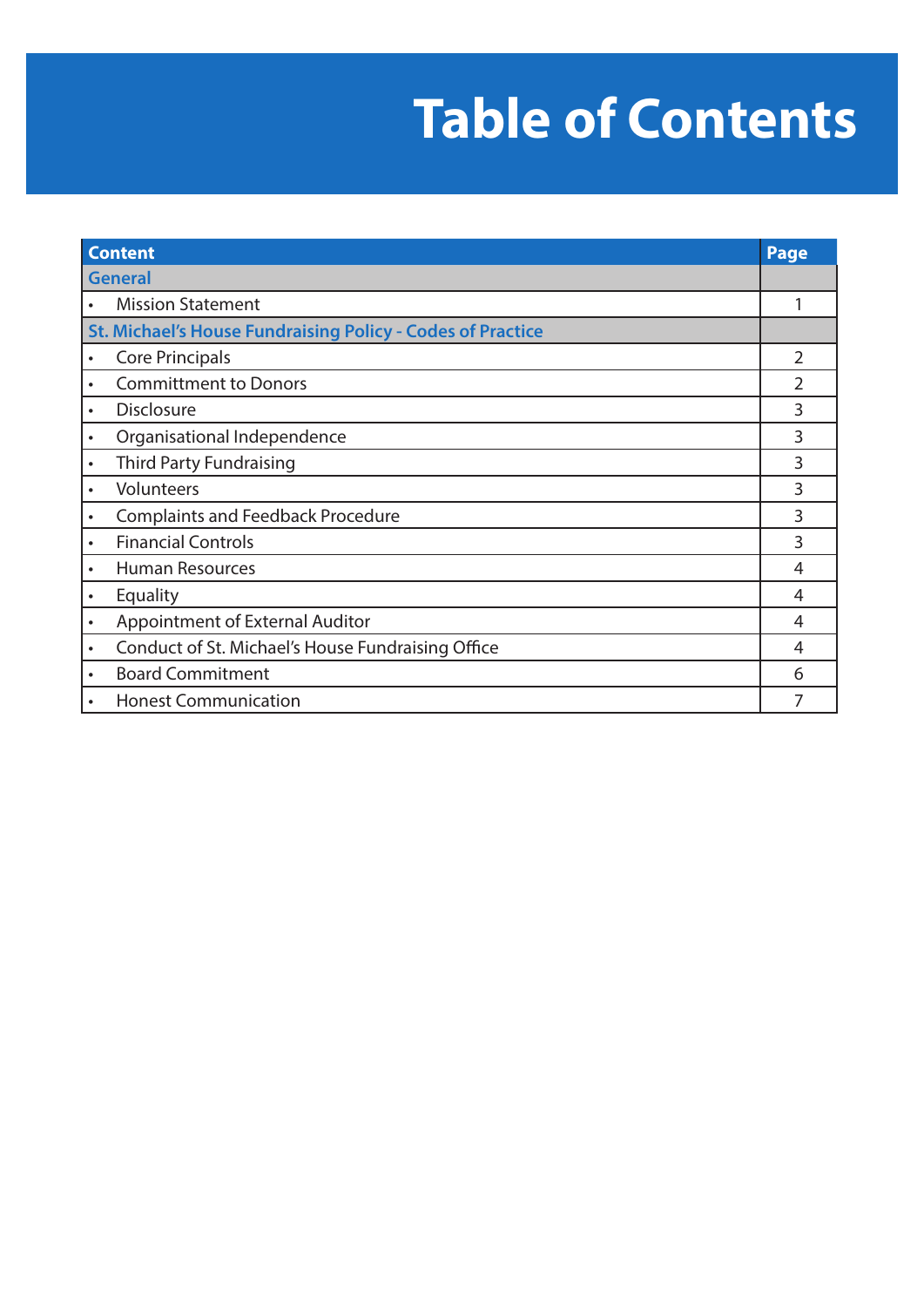# Table of Contents

| Content | Page |
|---|---|
| **General** | |
| • Mission Statement | 1 |
| **St. Michael's House Fundraising Policy - Codes of Practice** | |
| • Core Principals | 2 |
| • Committment to Donors | 2 |
| • Disclosure | 3 |
| • Organisational Independence | 3 |
| • Third Party Fundraising | 3 |
| • Volunteers | 3 |
| • Complaints and Feedback Procedure | 3 |
| • Financial Controls | 3 |
| • Human Resources | 4 |
| • Equality | 4 |
| • Appointment of External Auditor | 4 |
| • Conduct of St. Michael's House Fundraising Office | 4 |
| • Board Commitment | 6 |
| • Honest Communication | 7 |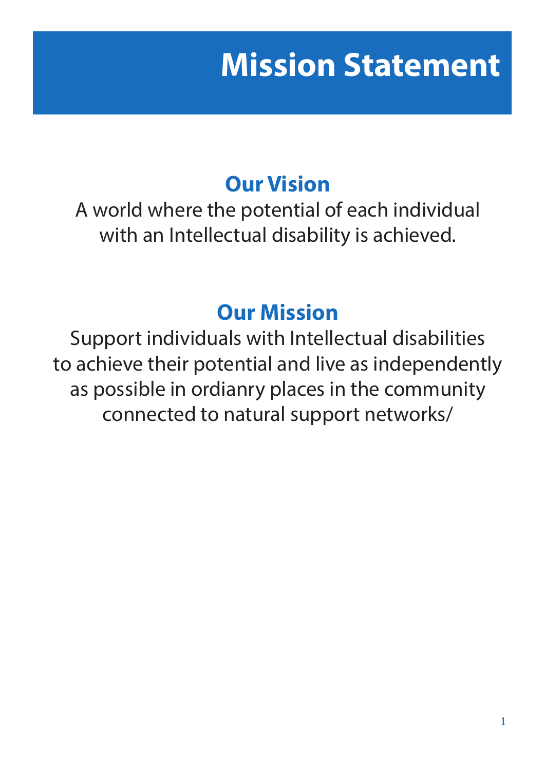# Mission Statement

## Our Vision

A world where the potential of each individual with an Intellectual disability is achieved.

## Our Mission

Support individuals with Intellectual disabilities to achieve their potential and live as independently as possible in ordianry places in the community connected to natural support networks/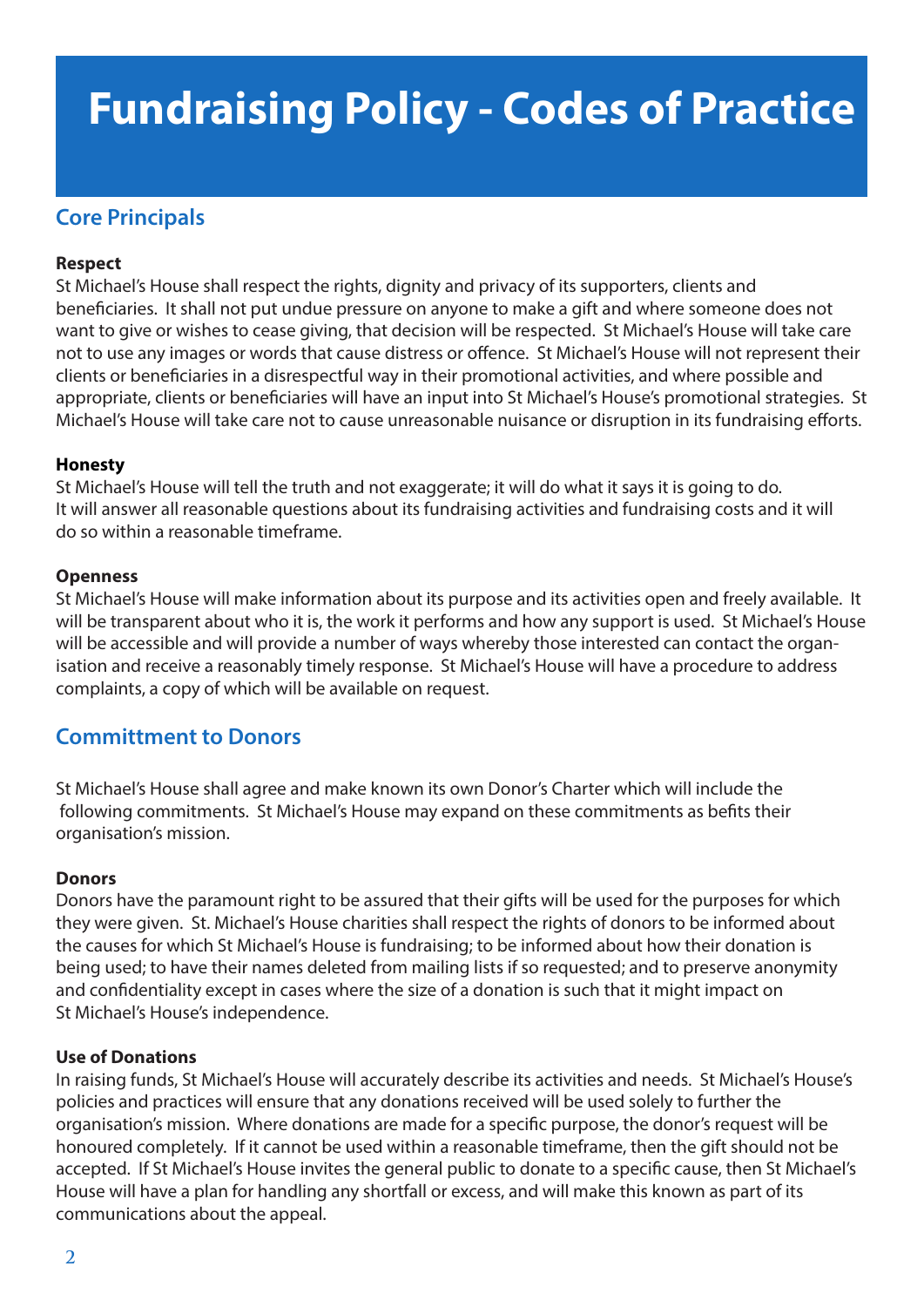# Fundraising Policy - Codes of Practice

## Core Principals

**Respect**

St Michael's House shall respect the rights, dignity and privacy of its supporters, clients and beneficiaries. It shall not put undue pressure on anyone to make a gift and where someone does not want to give or wishes to cease giving, that decision will be respected. St Michael's House will take care not to use any images or words that cause distress or offence. St Michael's House will not represent their clients or beneficiaries in a disrespectful way in their promotional activities, and where possible and appropriate, clients or beneficiaries will have an input into St Michael's House's promotional strategies. St Michael's House will take care not to cause unreasonable nuisance or disruption in its fundraising efforts.

**Honesty**

St Michael's House will tell the truth and not exaggerate; it will do what it says it is going to do. It will answer all reasonable questions about its fundraising activities and fundraising costs and it will do so within a reasonable timeframe.

**Openness**

St Michael's House will make information about its purpose and its activities open and freely available. It will be transparent about who it is, the work it performs and how any support is used. St Michael's House will be accessible and will provide a number of ways whereby those interested can contact the organisation and receive a reasonably timely response. St Michael's House will have a procedure to address complaints, a copy of which will be available on request.

## Committment to Donors

St Michael's House shall agree and make known its own Donor's Charter which will include the following commitments. St Michael's House may expand on these commitments as befits their organisation's mission.

**Donors**

Donors have the paramount right to be assured that their gifts will be used for the purposes for which they were given. St. Michael's House charities shall respect the rights of donors to be informed about the causes for which St Michael's House is fundraising; to be informed about how their donation is being used; to have their names deleted from mailing lists if so requested; and to preserve anonymity and confidentiality except in cases where the size of a donation is such that it might impact on St Michael's House's independence.

**Use of Donations**

In raising funds, St Michael's House will accurately describe its activities and needs. St Michael's House's policies and practices will ensure that any donations received will be used solely to further the organisation's mission. Where donations are made for a specific purpose, the donor's request will be honoured completely. If it cannot be used within a reasonable timeframe, then the gift should not be accepted. If St Michael's House invites the general public to donate to a specific cause, then St Michael's House will have a plan for handling any shortfall or excess, and will make this known as part of its communications about the appeal.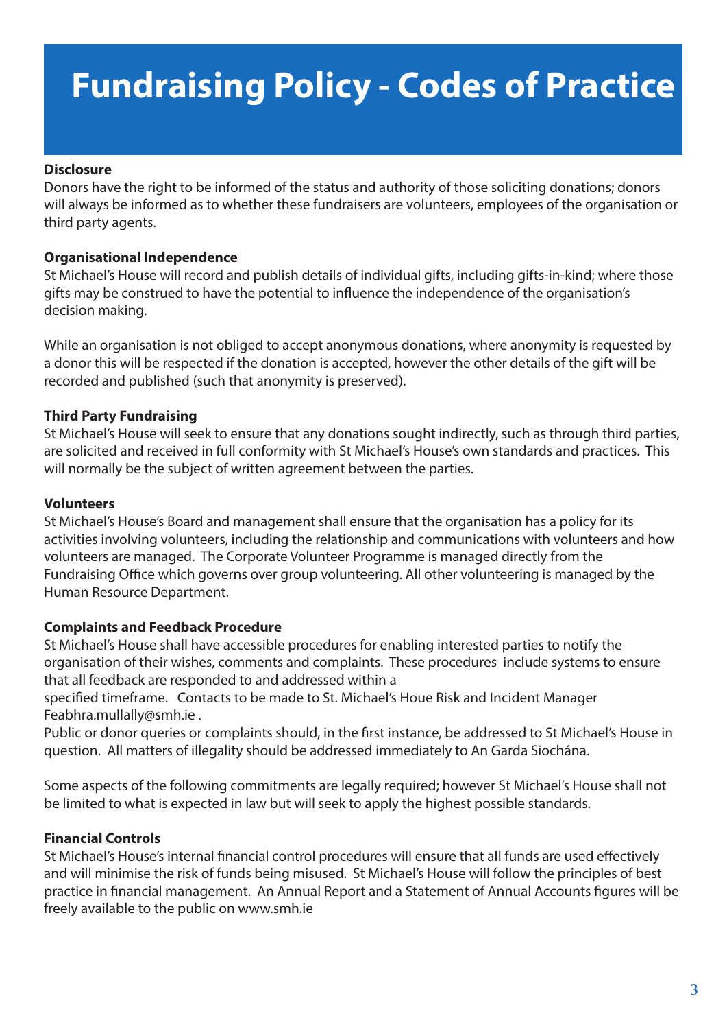# Fundraising Policy - Codes of Practice

**Disclosure**

Donors have the right to be informed of the status and authority of those soliciting donations; donors will always be informed as to whether these fundraisers are volunteers, employees of the organisation or third party agents.

**Organisational Independence**

St Michael's House will record and publish details of individual gifts, including gifts-in-kind; where those gifts may be construed to have the potential to influence the independence of the organisation's decision making.

While an organisation is not obliged to accept anonymous donations, where anonymity is requested by a donor this will be respected if the donation is accepted, however the other details of the gift will be recorded and published (such that anonymity is preserved).

**Third Party Fundraising**

St Michael's House will seek to ensure that any donations sought indirectly, such as through third parties, are solicited and received in full conformity with St Michael's House's own standards and practices. This will normally be the subject of written agreement between the parties.

**Volunteers**

St Michael's House's Board and management shall ensure that the organisation has a policy for its activities involving volunteers, including the relationship and communications with volunteers and how volunteers are managed. The Corporate Volunteer Programme is managed directly from the Fundraising Office which governs over group volunteering. All other volunteering is managed by the Human Resource Department.

**Complaints and Feedback Procedure**

St Michael's House shall have accessible procedures for enabling interested parties to notify the organisation of their wishes, comments and complaints. These procedures include systems to ensure that all feedback are responded to and addressed within a specified timeframe. Contacts to be made to St. Michael's Houe Risk and Incident Manager Feabhra.mullally@smh.ie .

Public or donor queries or complaints should, in the first instance, be addressed to St Michael's House in question. All matters of illegality should be addressed immediately to An Garda Siochána.

Some aspects of the following commitments are legally required; however St Michael's House shall not be limited to what is expected in law but will seek to apply the highest possible standards.

**Financial Controls**

St Michael's House's internal financial control procedures will ensure that all funds are used effectively and will minimise the risk of funds being misused. St Michael's House will follow the principles of best practice in financial management. An Annual Report and a Statement of Annual Accounts figures will be freely available to the public on www.smh.ie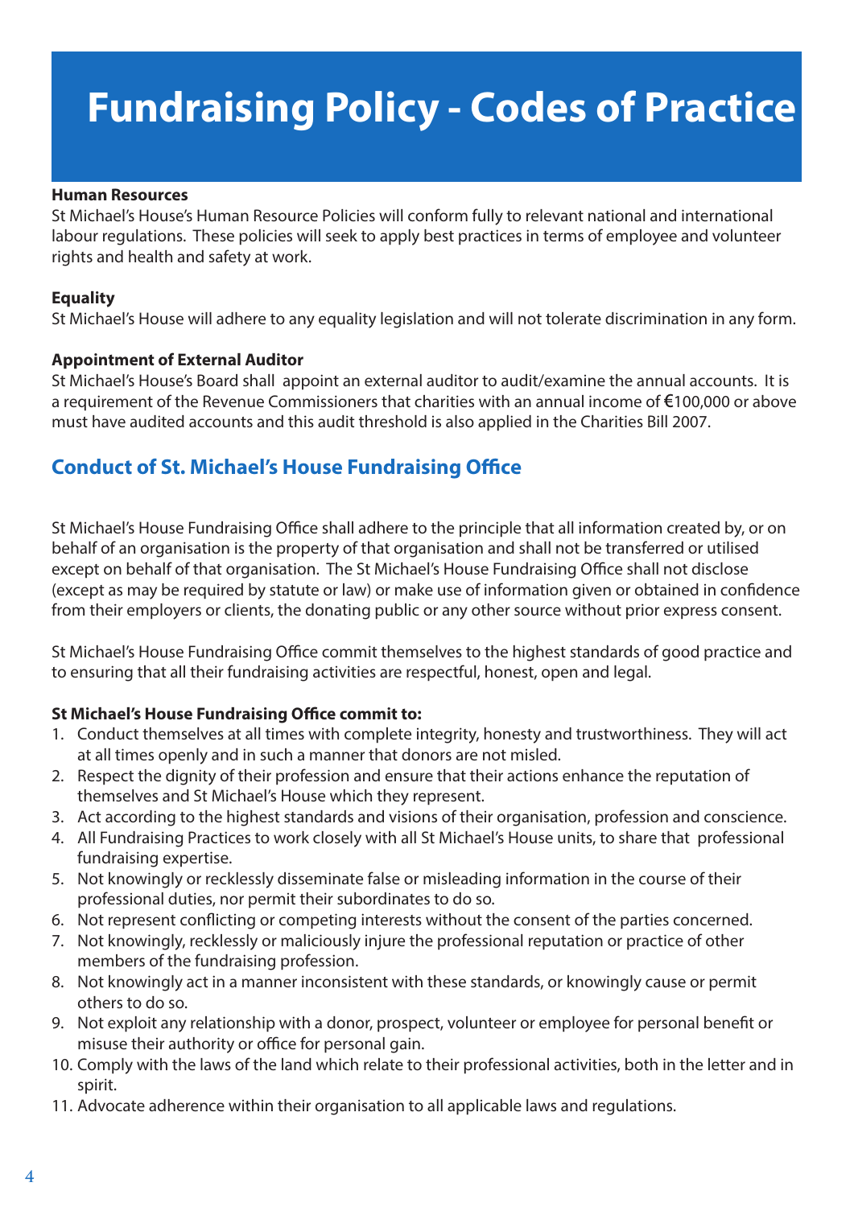# Fundraising Policy - Codes of Practice

**Human Resources**
St Michael's House's Human Resource Policies will conform fully to relevant national and international labour regulations. These policies will seek to apply best practices in terms of employee and volunteer rights and health and safety at work.

**Equality**
St Michael's House will adhere to any equality legislation and will not tolerate discrimination in any form.

**Appointment of External Auditor**
St Michael's House's Board shall appoint an external auditor to audit/examine the annual accounts. It is a requirement of the Revenue Commissioners that charities with an annual income of €100,000 or above must have audited accounts and this audit threshold is also applied in the Charities Bill 2007.

## Conduct of St. Michael's House Fundraising Office

St Michael's House Fundraising Office shall adhere to the principle that all information created by, or on behalf of an organisation is the property of that organisation and shall not be transferred or utilised except on behalf of that organisation. The St Michael's House Fundraising Office shall not disclose (except as may be required by statute or law) or make use of information given or obtained in confidence from their employers or clients, the donating public or any other source without prior express consent.

St Michael's House Fundraising Office commit themselves to the highest standards of good practice and to ensuring that all their fundraising activities are respectful, honest, open and legal.

**St Michael's House Fundraising Office commit to:**

1. Conduct themselves at all times with complete integrity, honesty and trustworthiness. They will act at all times openly and in such a manner that donors are not misled.
2. Respect the dignity of their profession and ensure that their actions enhance the reputation of themselves and St Michael's House which they represent.
3. Act according to the highest standards and visions of their organisation, profession and conscience.
4. All Fundraising Practices to work closely with all St Michael's House units, to share that professional fundraising expertise.
5. Not knowingly or recklessly disseminate false or misleading information in the course of their professional duties, nor permit their subordinates to do so.
6. Not represent conflicting or competing interests without the consent of the parties concerned.
7. Not knowingly, recklessly or maliciously injure the professional reputation or practice of other members of the fundraising profession.
8. Not knowingly act in a manner inconsistent with these standards, or knowingly cause or permit others to do so.
9. Not exploit any relationship with a donor, prospect, volunteer or employee for personal benefit or misuse their authority or office for personal gain.
10. Comply with the laws of the land which relate to their professional activities, both in the letter and in spirit.
11. Advocate adherence within their organisation to all applicable laws and regulations.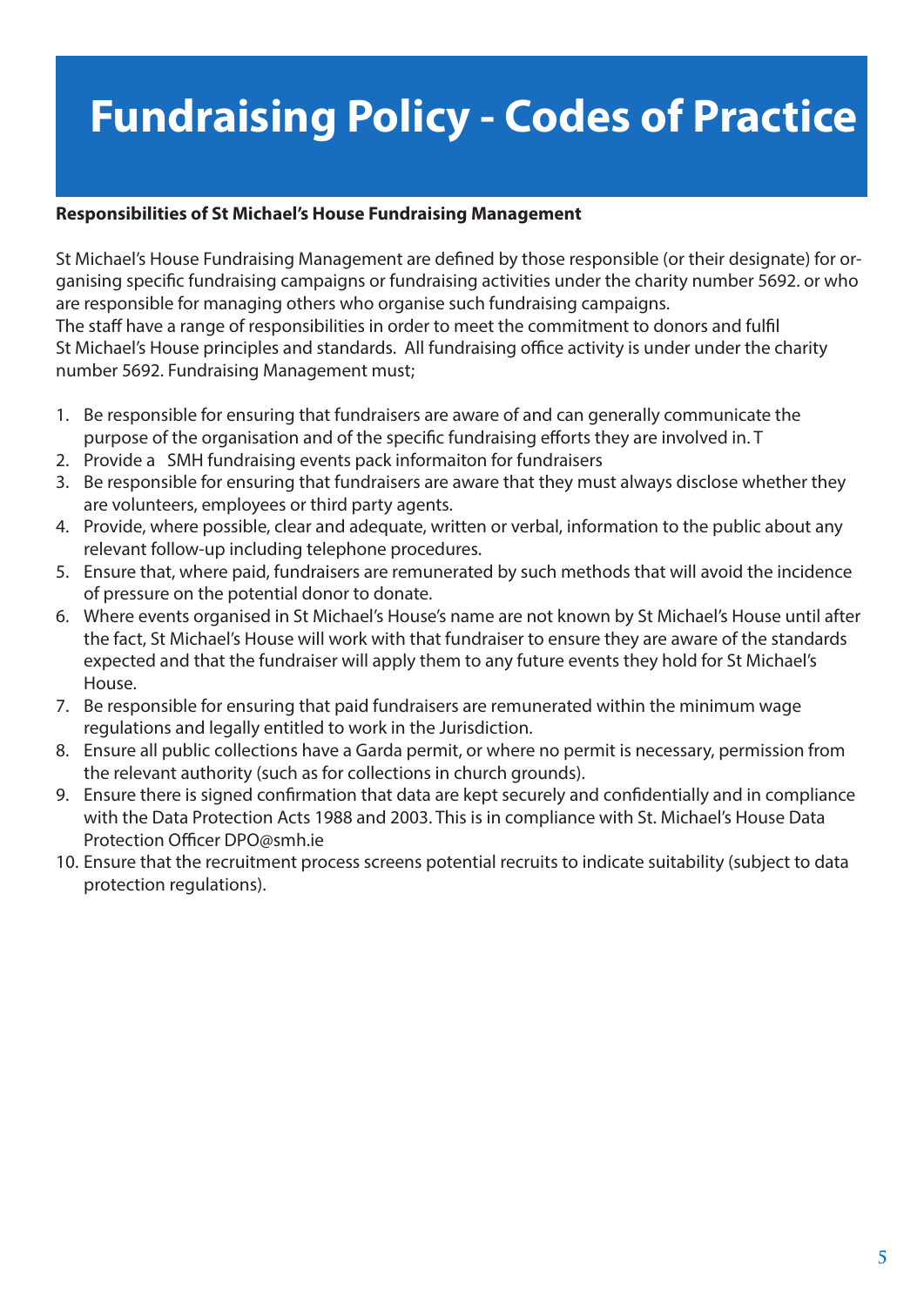# Fundraising Policy - Codes of Practice

**Responsibilities of St Michael's House Fundraising Management**

St Michael's House Fundraising Management are defined by those responsible (or their designate) for organising specific fundraising campaigns or fundraising activities under the charity number 5692. or who are responsible for managing others who organise such fundraising campaigns.
The staff have a range of responsibilities in order to meet the commitment to donors and fulfil St Michael's House principles and standards. All fundraising office activity is under under the charity number 5692. Fundraising Management must;

1. Be responsible for ensuring that fundraisers are aware of and can generally communicate the purpose of the organisation and of the specific fundraising efforts they are involved in. T
2. Provide a SMH fundraising events pack informaiton for fundraisers
3. Be responsible for ensuring that fundraisers are aware that they must always disclose whether they are volunteers, employees or third party agents.
4. Provide, where possible, clear and adequate, written or verbal, information to the public about any relevant follow-up including telephone procedures.
5. Ensure that, where paid, fundraisers are remunerated by such methods that will avoid the incidence of pressure on the potential donor to donate.
6. Where events organised in St Michael's House's name are not known by St Michael's House until after the fact, St Michael's House will work with that fundraiser to ensure they are aware of the standards expected and that the fundraiser will apply them to any future events they hold for St Michael's House.
7. Be responsible for ensuring that paid fundraisers are remunerated within the minimum wage regulations and legally entitled to work in the Jurisdiction.
8. Ensure all public collections have a Garda permit, or where no permit is necessary, permission from the relevant authority (such as for collections in church grounds).
9. Ensure there is signed confirmation that data are kept securely and confidentially and in compliance with the Data Protection Acts 1988 and 2003. This is in compliance with St. Michael's House Data Protection Officer DPO@smh.ie
10. Ensure that the recruitment process screens potential recruits to indicate suitability (subject to data protection regulations).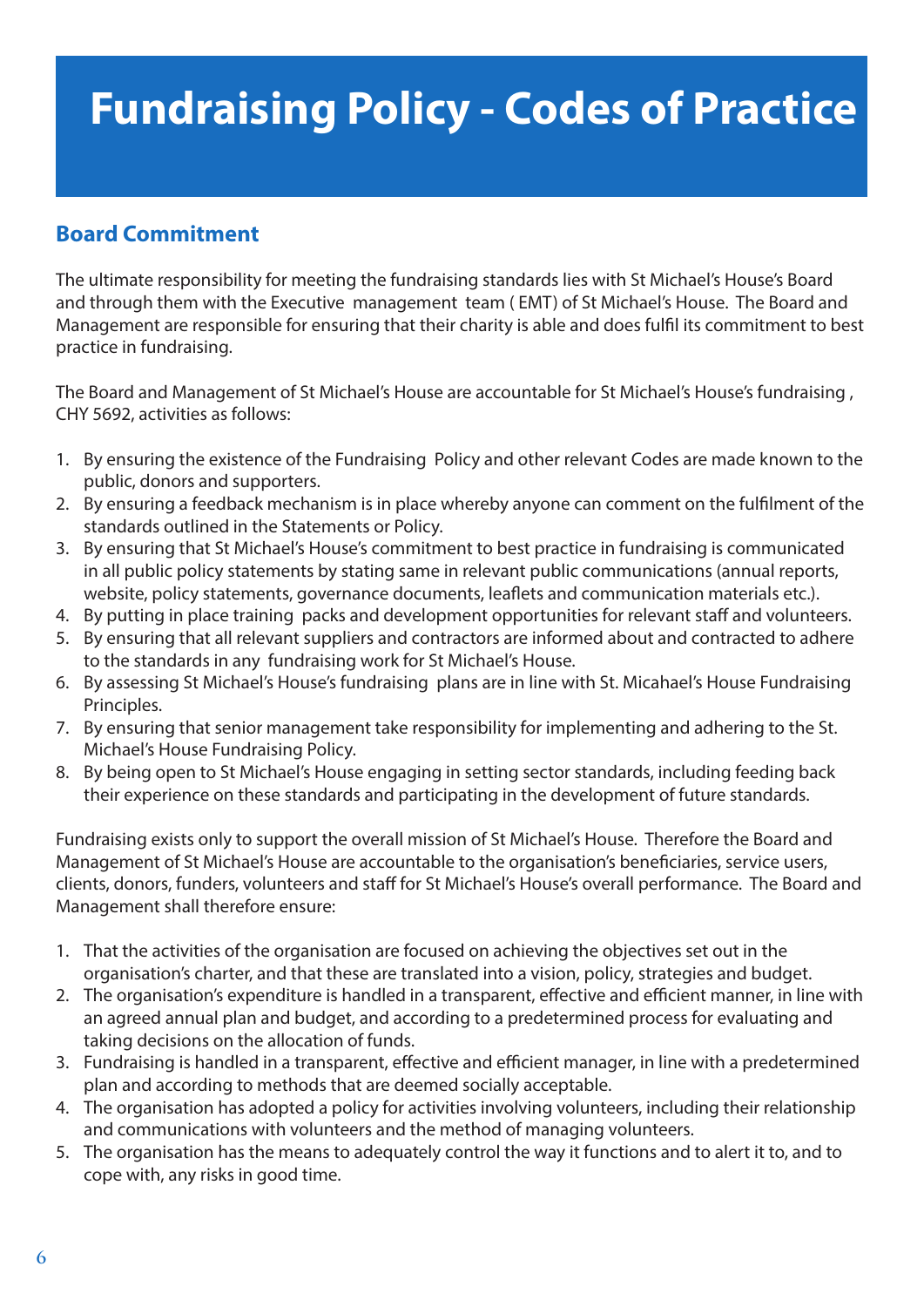# Fundraising Policy - Codes of Practice

## Board Commitment

The ultimate responsibility for meeting the fundraising standards lies with St Michael's House's Board and through them with the Executive management team ( EMT) of St Michael's House. The Board and Management are responsible for ensuring that their charity is able and does fulfil its commitment to best practice in fundraising.

The Board and Management of St Michael's House are accountable for St Michael's House's fundraising , CHY 5692, activities as follows:

1. By ensuring the existence of the Fundraising Policy and other relevant Codes are made known to the public, donors and supporters.
2. By ensuring a feedback mechanism is in place whereby anyone can comment on the fulfilment of the standards outlined in the Statements or Policy.
3. By ensuring that St Michael's House's commitment to best practice in fundraising is communicated in all public policy statements by stating same in relevant public communications (annual reports, website, policy statements, governance documents, leaflets and communication materials etc.).
4. By putting in place training packs and development opportunities for relevant staff and volunteers.
5. By ensuring that all relevant suppliers and contractors are informed about and contracted to adhere to the standards in any fundraising work for St Michael's House.
6. By assessing St Michael's House's fundraising plans are in line with St. Micahael's House Fundraising Principles.
7. By ensuring that senior management take responsibility for implementing and adhering to the St. Michael's House Fundraising Policy.
8. By being open to St Michael's House engaging in setting sector standards, including feeding back their experience on these standards and participating in the development of future standards.

Fundraising exists only to support the overall mission of St Michael's House. Therefore the Board and Management of St Michael's House are accountable to the organisation's beneficiaries, service users, clients, donors, funders, volunteers and staff for St Michael's House's overall performance. The Board and Management shall therefore ensure:

1. That the activities of the organisation are focused on achieving the objectives set out in the organisation's charter, and that these are translated into a vision, policy, strategies and budget.
2. The organisation's expenditure is handled in a transparent, effective and efficient manner, in line with an agreed annual plan and budget, and according to a predetermined process for evaluating and taking decisions on the allocation of funds.
3. Fundraising is handled in a transparent, effective and efficient manager, in line with a predetermined plan and according to methods that are deemed socially acceptable.
4. The organisation has adopted a policy for activities involving volunteers, including their relationship and communications with volunteers and the method of managing volunteers.
5. The organisation has the means to adequately control the way it functions and to alert it to, and to cope with, any risks in good time.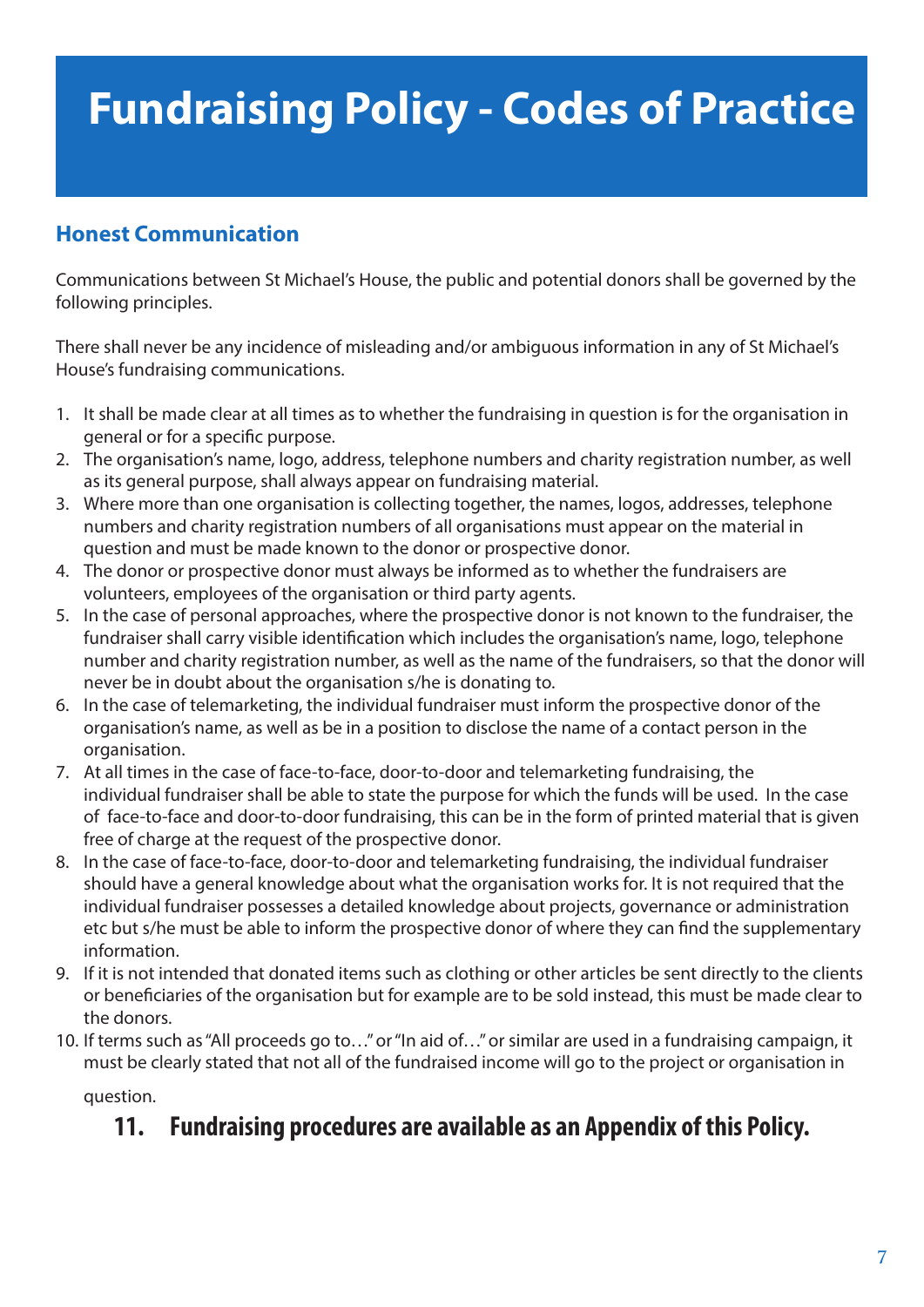# Fundraising Policy - Codes of Practice

## Honest Communication

Communications between St Michael's House, the public and potential donors shall be governed by the following principles.

There shall never be any incidence of misleading and/or ambiguous information in any of St Michael's House's fundraising communications.

1. It shall be made clear at all times as to whether the fundraising in question is for the organisation in general or for a specific purpose.
2. The organisation's name, logo, address, telephone numbers and charity registration number, as well as its general purpose, shall always appear on fundraising material.
3. Where more than one organisation is collecting together, the names, logos, addresses, telephone numbers and charity registration numbers of all organisations must appear on the material in question and must be made known to the donor or prospective donor.
4. The donor or prospective donor must always be informed as to whether the fundraisers are volunteers, employees of the organisation or third party agents.
5. In the case of personal approaches, where the prospective donor is not known to the fundraiser, the fundraiser shall carry visible identification which includes the organisation's name, logo, telephone number and charity registration number, as well as the name of the fundraisers, so that the donor will never be in doubt about the organisation s/he is donating to.
6. In the case of telemarketing, the individual fundraiser must inform the prospective donor of the organisation's name, as well as be in a position to disclose the name of a contact person in the organisation.
7. At all times in the case of face-to-face, door-to-door and telemarketing fundraising, the individual fundraiser shall be able to state the purpose for which the funds will be used. In the case of face-to-face and door-to-door fundraising, this can be in the form of printed material that is given free of charge at the request of the prospective donor.
8. In the case of face-to-face, door-to-door and telemarketing fundraising, the individual fundraiser should have a general knowledge about what the organisation works for. It is not required that the individual fundraiser possesses a detailed knowledge about projects, governance or administration etc but s/he must be able to inform the prospective donor of where they can find the supplementary information.
9. If it is not intended that donated items such as clothing or other articles be sent directly to the clients or beneficiaries of the organisation but for example are to be sold instead, this must be made clear to the donors.
10. If terms such as "All proceeds go to…" or "In aid of…" or similar are used in a fundraising campaign, it must be clearly stated that not all of the fundraised income will go to the project or organisation in question.
11. **Fundraising procedures are available as an Appendix of this Policy.**